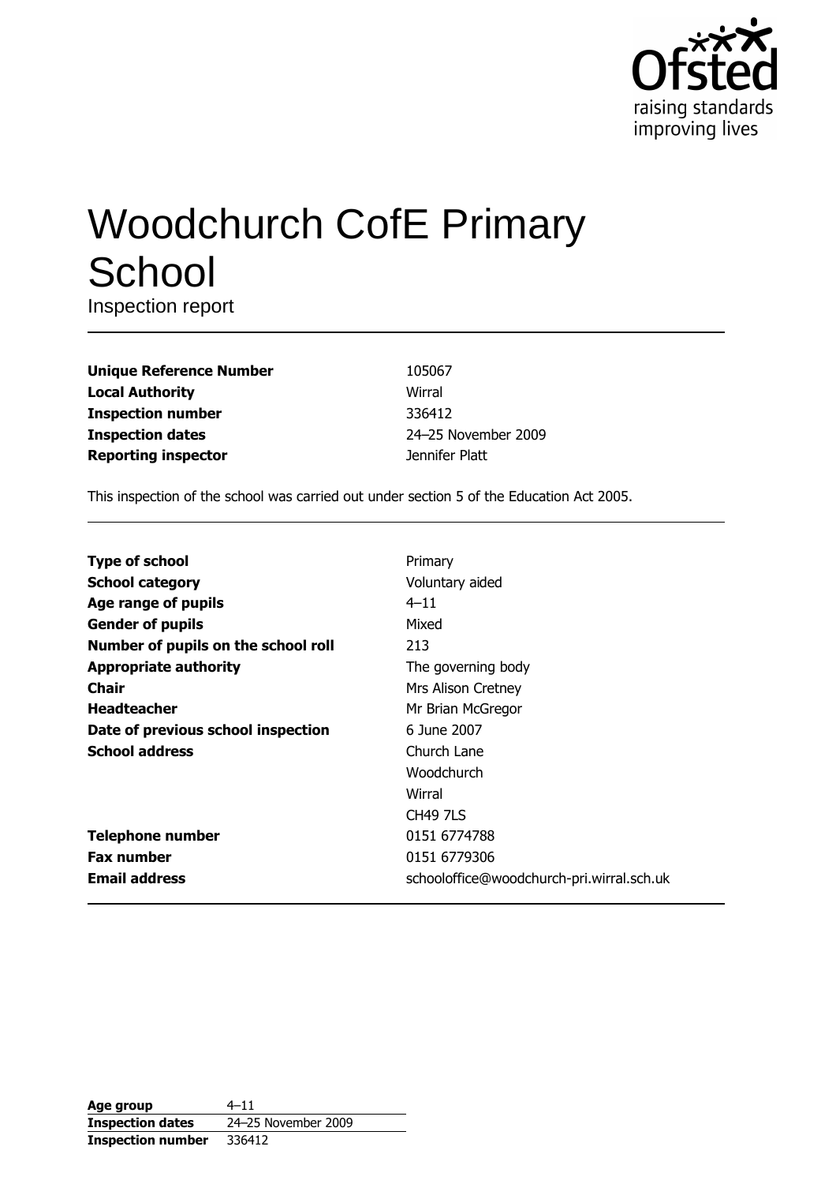Ofsted
raising standards
improving lives

# Woodchurch CofE Primary School

Inspection report

| | |
|---|---|
| **Unique Reference Number** | 105067 |
| **Local Authority** | Wirral |
| **Inspection number** | 336412 |
| **Inspection dates** | 24–25 November 2009 |
| **Reporting inspector** | Jennifer Platt |

This inspection of the school was carried out under section 5 of the Education Act 2005.

| | |
|---|---|
| **Type of school** | Primary |
| **School category** | Voluntary aided |
| **Age range of pupils** | 4–11 |
| **Gender of pupils** | Mixed |
| **Number of pupils on the school roll** | 213 |
| **Appropriate authority** | The governing body |
| **Chair** | Mrs Alison Cretney |
| **Headteacher** | Mr Brian McGregor |
| **Date of previous school inspection** | 6 June 2007 |
| **School address** | Church Lane<br>Woodchurch<br>Wirral<br>CH49 7LS |
| **Telephone number** | 0151 6774788 |
| **Fax number** | 0151 6779306 |
| **Email address** | schooloffice@woodchurch-pri.wirral.sch.uk |

| | |
|---|---|
| **Age group** | 4–11 |
| **Inspection dates** | 24–25 November 2009 |
| **Inspection number** | 336412 |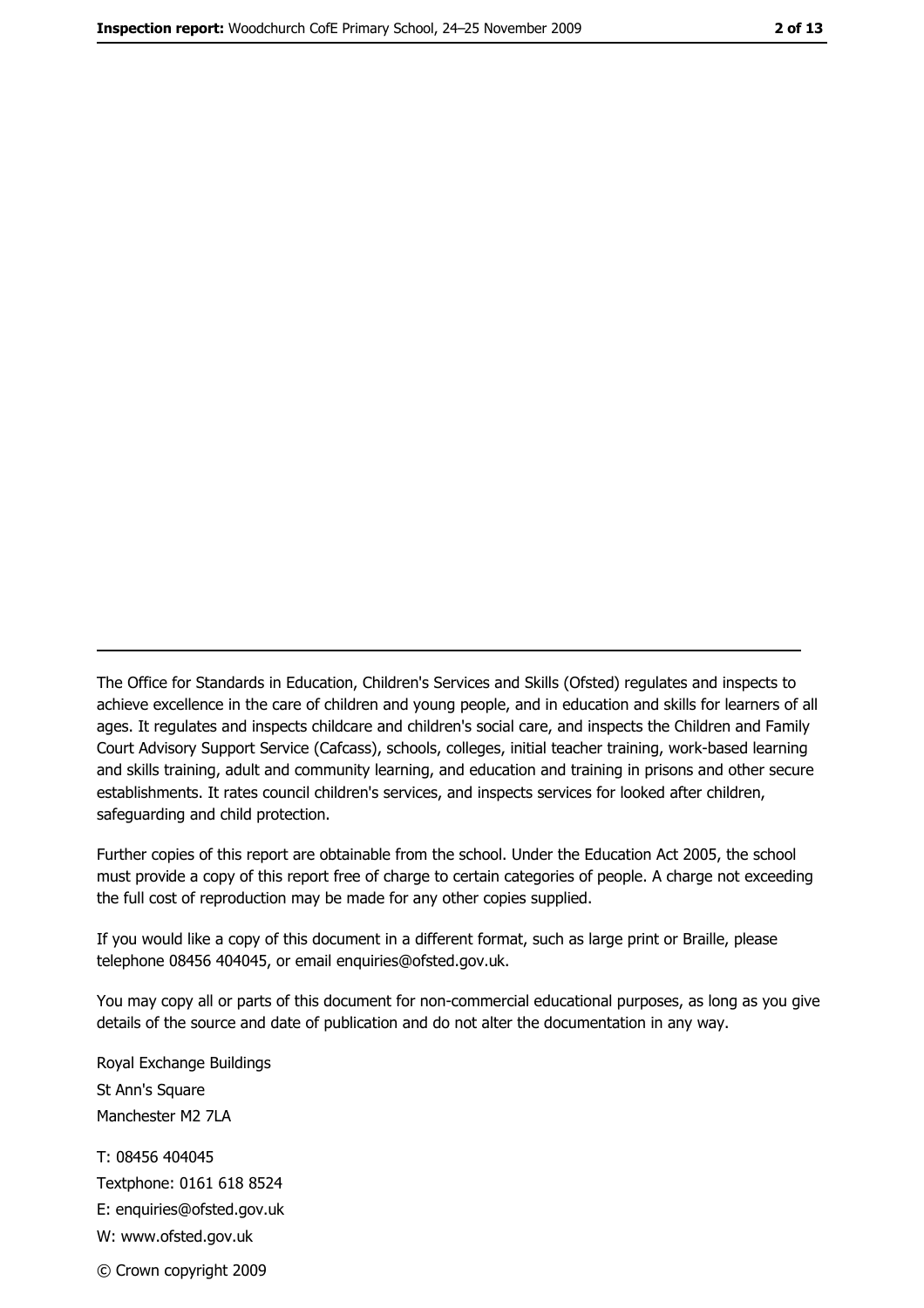The Office for Standards in Education, Children's Services and Skills (Ofsted) regulates and inspects to achieve excellence in the care of children and young people, and in education and skills for learners of all ages. It regulates and inspects childcare and children's social care, and inspects the Children and Family Court Advisory Support Service (Cafcass), schools, colleges, initial teacher training, work-based learning and skills training, adult and community learning, and education and training in prisons and other secure establishments. It rates council children's services, and inspects services for looked after children, safeguarding and child protection.

Further copies of this report are obtainable from the school. Under the Education Act 2005, the school must provide a copy of this report free of charge to certain categories of people. A charge not exceeding the full cost of reproduction may be made for any other copies supplied.

If you would like a copy of this document in a different format, such as large print or Braille, please telephone 08456 404045, or email enquiries@ofsted.gov.uk.

You may copy all or parts of this document for non-commercial educational purposes, as long as you give details of the source and date of publication and do not alter the documentation in any way.

Royal Exchange Buildings
St Ann's Square
Manchester M2 7LA

T: 08456 404045
Textphone: 0161 618 8524
E: enquiries@ofsted.gov.uk
W: www.ofsted.gov.uk

© Crown copyright 2009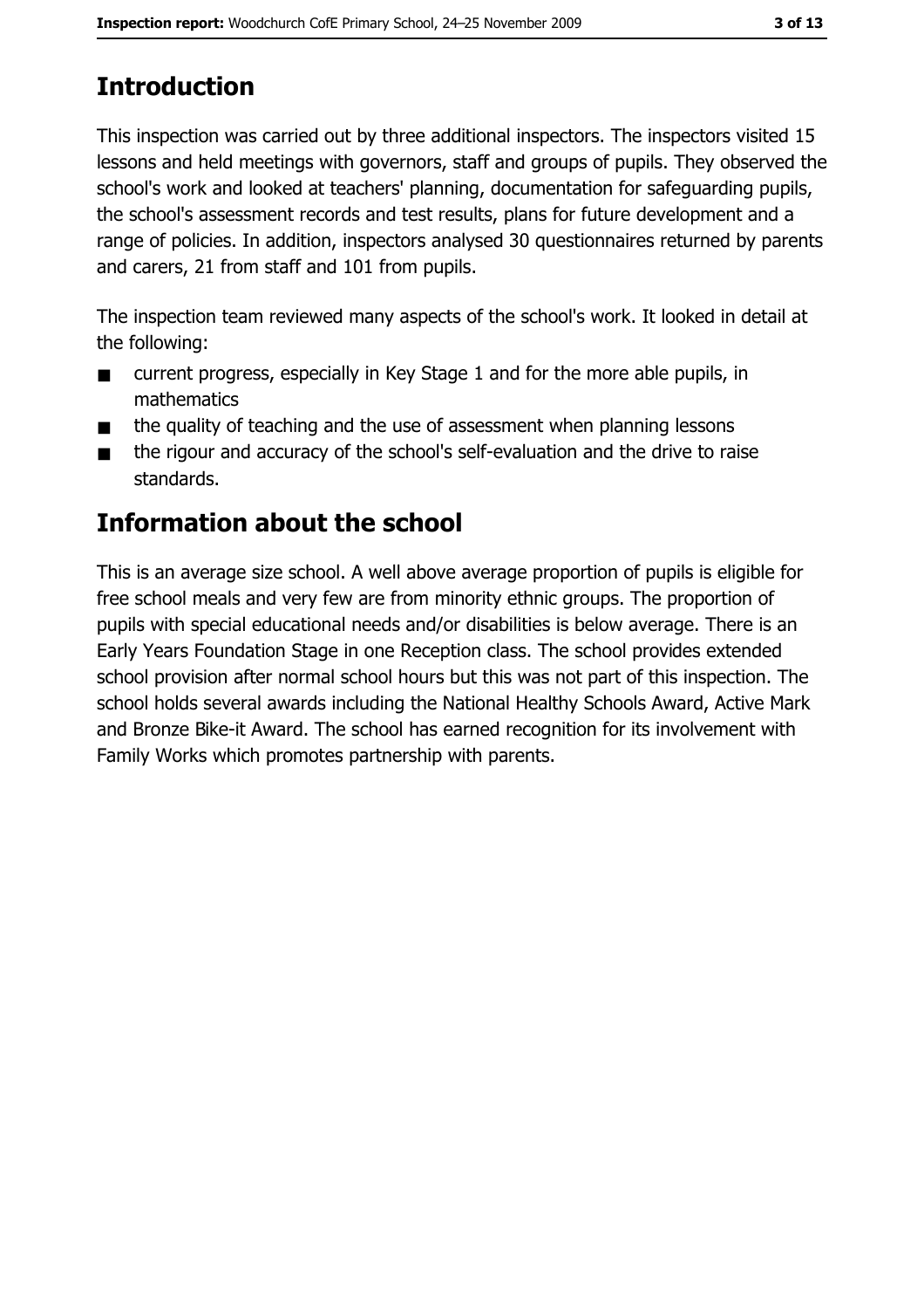## Introduction

This inspection was carried out by three additional inspectors. The inspectors visited 15 lessons and held meetings with governors, staff and groups of pupils. They observed the school's work and looked at teachers' planning, documentation for safeguarding pupils, the school's assessment records and test results, plans for future development and a range of policies. In addition, inspectors analysed 30 questionnaires returned by parents and carers, 21 from staff and 101 from pupils.

The inspection team reviewed many aspects of the school's work. It looked in detail at the following:

- current progress, especially in Key Stage 1 and for the more able pupils, in mathematics
- the quality of teaching and the use of assessment when planning lessons
- the rigour and accuracy of the school's self-evaluation and the drive to raise standards.

## Information about the school

This is an average size school. A well above average proportion of pupils is eligible for free school meals and very few are from minority ethnic groups. The proportion of pupils with special educational needs and/or disabilities is below average. There is an Early Years Foundation Stage in one Reception class. The school provides extended school provision after normal school hours but this was not part of this inspection. The school holds several awards including the National Healthy Schools Award, Active Mark and Bronze Bike-it Award. The school has earned recognition for its involvement with Family Works which promotes partnership with parents.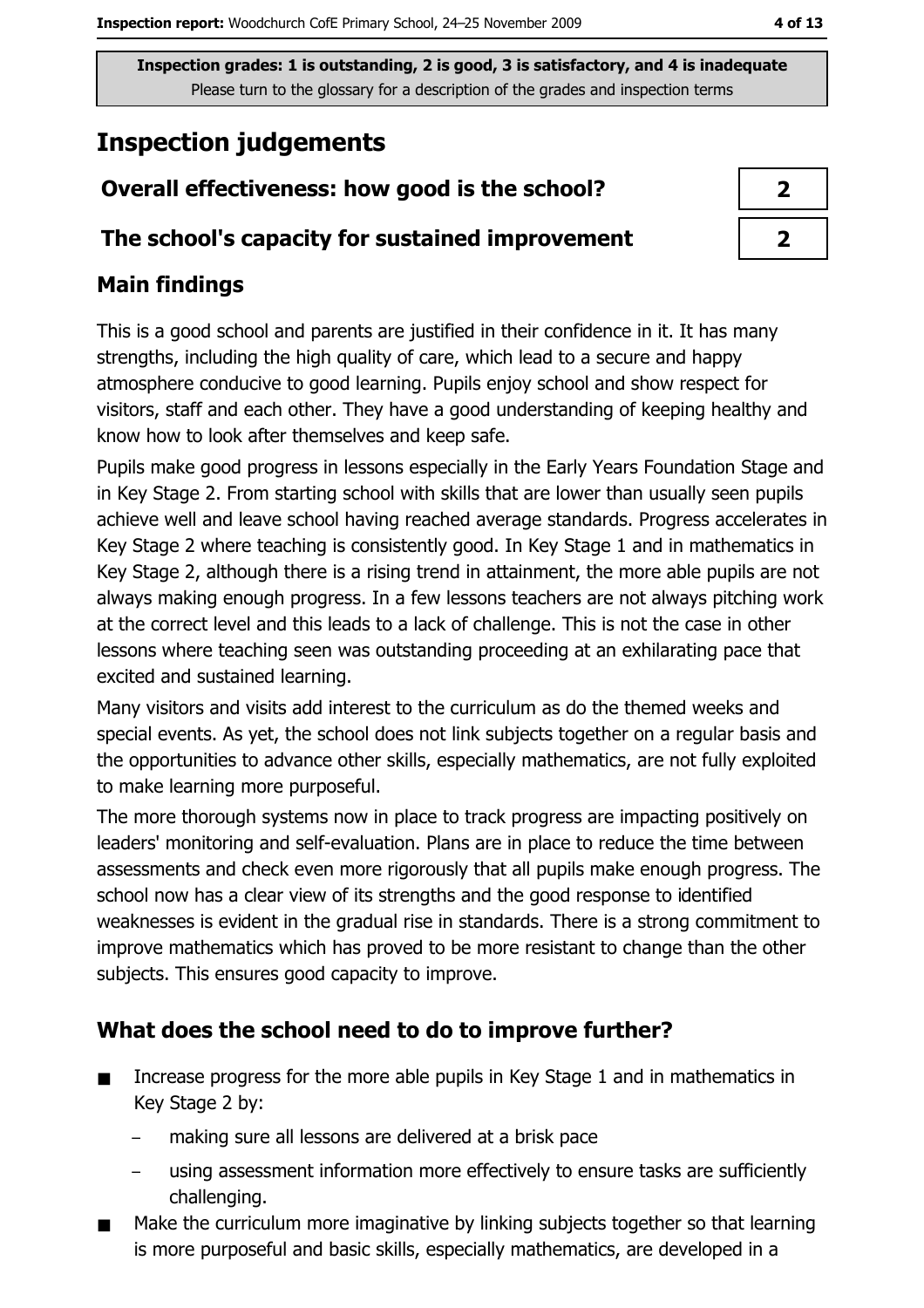**Inspection grades: 1 is outstanding, 2 is good, 3 is satisfactory, and 4 is inadequate**
Please turn to the glossary for a description of the grades and inspection terms

# Inspection judgements

| Overall effectiveness: how good is the school? | 2 |
|---|---|
| The school's capacity for sustained improvement | 2 |

## Main findings

This is a good school and parents are justified in their confidence in it. It has many strengths, including the high quality of care, which lead to a secure and happy atmosphere conducive to good learning. Pupils enjoy school and show respect for visitors, staff and each other. They have a good understanding of keeping healthy and know how to look after themselves and keep safe.

Pupils make good progress in lessons especially in the Early Years Foundation Stage and in Key Stage 2. From starting school with skills that are lower than usually seen pupils achieve well and leave school having reached average standards. Progress accelerates in Key Stage 2 where teaching is consistently good. In Key Stage 1 and in mathematics in Key Stage 2, although there is a rising trend in attainment, the more able pupils are not always making enough progress. In a few lessons teachers are not always pitching work at the correct level and this leads to a lack of challenge. This is not the case in other lessons where teaching seen was outstanding proceeding at an exhilarating pace that excited and sustained learning.

Many visitors and visits add interest to the curriculum as do the themed weeks and special events. As yet, the school does not link subjects together on a regular basis and the opportunities to advance other skills, especially mathematics, are not fully exploited to make learning more purposeful.

The more thorough systems now in place to track progress are impacting positively on leaders' monitoring and self-evaluation. Plans are in place to reduce the time between assessments and check even more rigorously that all pupils make enough progress. The school now has a clear view of its strengths and the good response to identified weaknesses is evident in the gradual rise in standards. There is a strong commitment to improve mathematics which has proved to be more resistant to change than the other subjects. This ensures good capacity to improve.

## What does the school need to do to improve further?

- Increase progress for the more able pupils in Key Stage 1 and in mathematics in Key Stage 2 by:
  - making sure all lessons are delivered at a brisk pace
  - using assessment information more effectively to ensure tasks are sufficiently challenging.
- Make the curriculum more imaginative by linking subjects together so that learning is more purposeful and basic skills, especially mathematics, are developed in a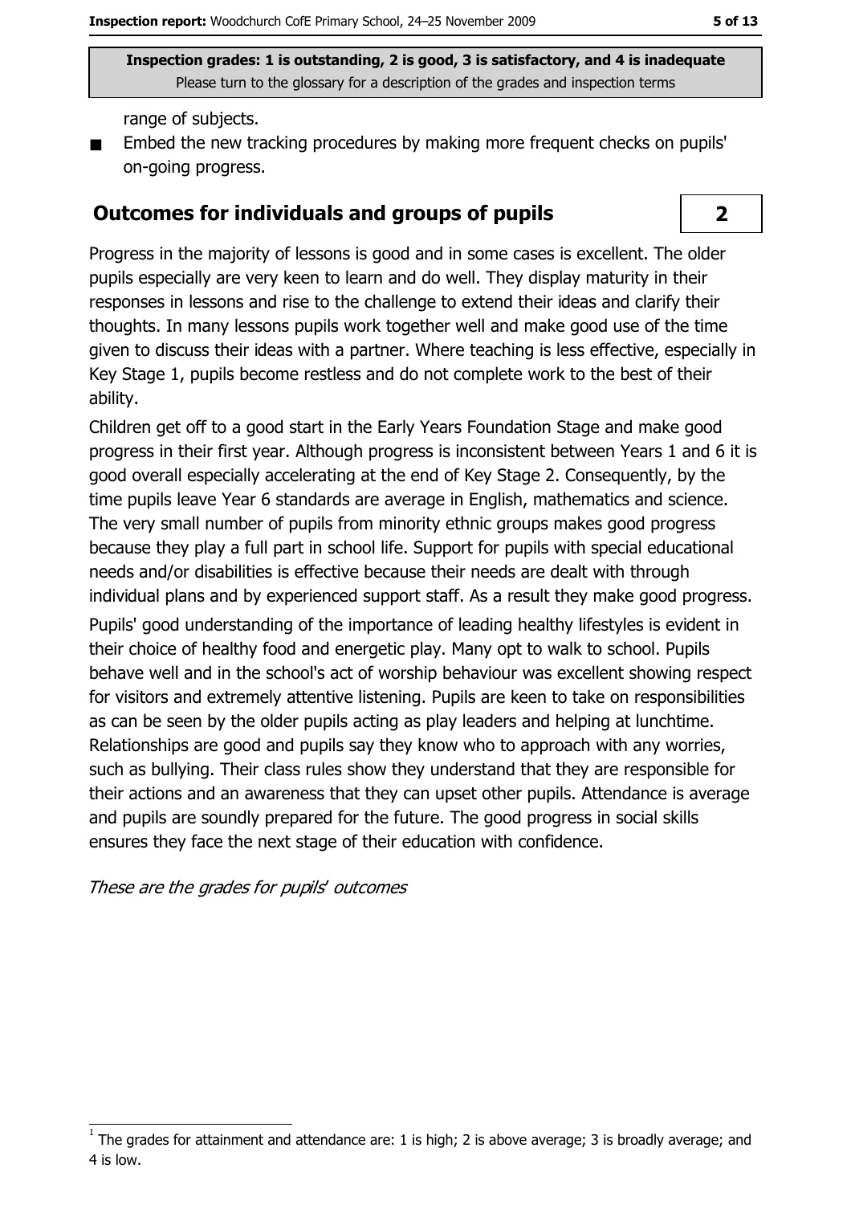range of subjects.

- Embed the new tracking procedures by making more frequent checks on pupils' on-going progress.

## Outcomes for individuals and groups of pupils

**2**

Progress in the majority of lessons is good and in some cases is excellent. The older pupils especially are very keen to learn and do well. They display maturity in their responses in lessons and rise to the challenge to extend their ideas and clarify their thoughts. In many lessons pupils work together well and make good use of the time given to discuss their ideas with a partner. Where teaching is less effective, especially in Key Stage 1, pupils become restless and do not complete work to the best of their ability.

Children get off to a good start in the Early Years Foundation Stage and make good progress in their first year. Although progress is inconsistent between Years 1 and 6 it is good overall especially accelerating at the end of Key Stage 2. Consequently, by the time pupils leave Year 6 standards are average in English, mathematics and science. The very small number of pupils from minority ethnic groups makes good progress because they play a full part in school life. Support for pupils with special educational needs and/or disabilities is effective because their needs are dealt with through individual plans and by experienced support staff. As a result they make good progress.

Pupils' good understanding of the importance of leading healthy lifestyles is evident in their choice of healthy food and energetic play. Many opt to walk to school. Pupils behave well and in the school's act of worship behaviour was excellent showing respect for visitors and extremely attentive listening. Pupils are keen to take on responsibilities as can be seen by the older pupils acting as play leaders and helping at lunchtime. Relationships are good and pupils say they know who to approach with any worries, such as bullying. Their class rules show they understand that they are responsible for their actions and an awareness that they can upset other pupils. Attendance is average and pupils are soundly prepared for the future. The good progress in social skills ensures they face the next stage of their education with confidence.

*These are the grades for pupils' outcomes*

[1] The grades for attainment and attendance are: 1 is high; 2 is above average; 3 is broadly average; and 4 is low.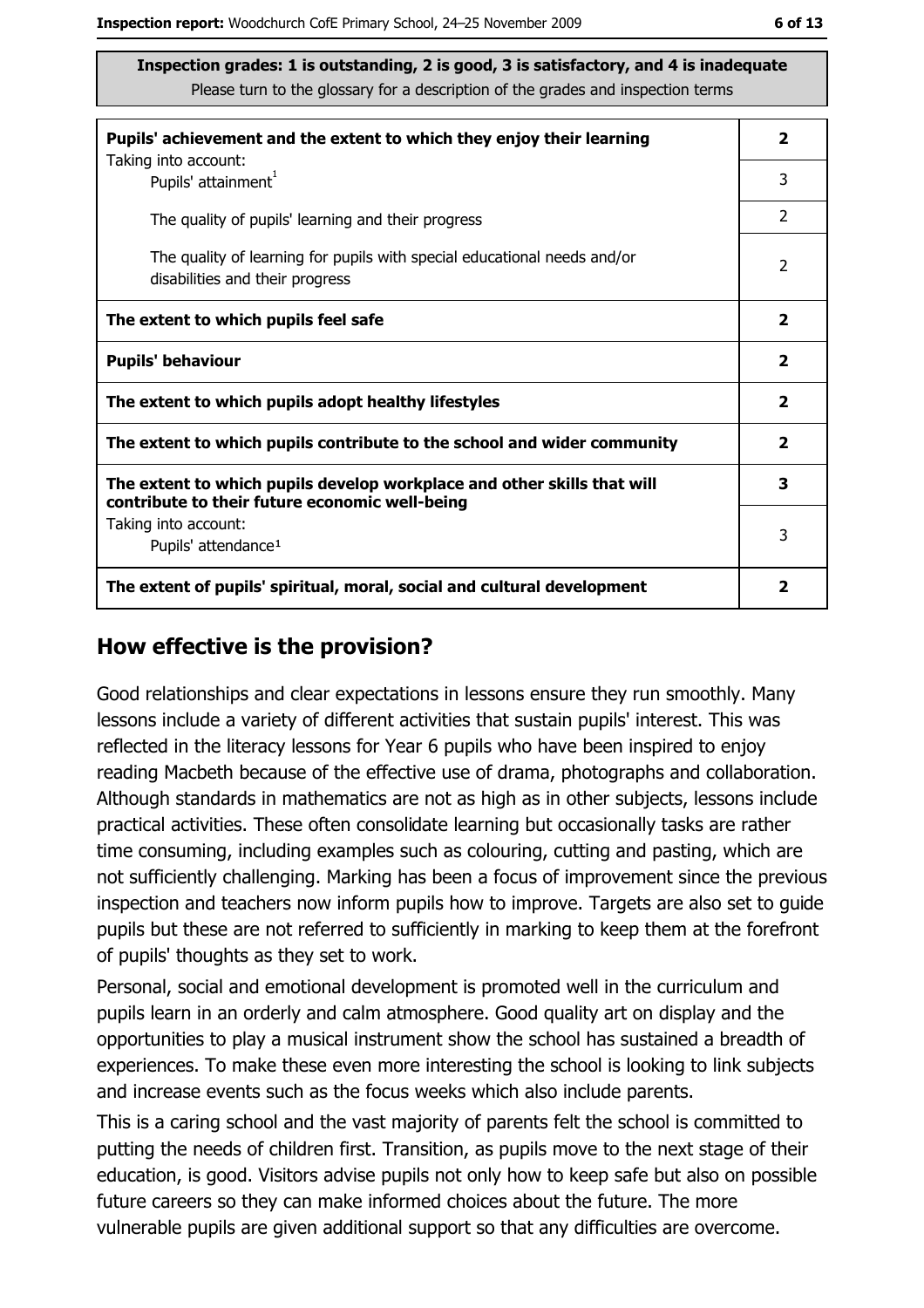**Inspection grades: 1 is outstanding, 2 is good, 3 is satisfactory, and 4 is inadequate**
Please turn to the glossary for a description of the grades and inspection terms

| | |
|---|---|
| **Pupils' achievement and the extent to which they enjoy their learning** Taking into account: | **2** |
| Pupils' attainment[1] | 3 |
| The quality of pupils' learning and their progress | 2 |
| The quality of learning for pupils with special educational needs and/or disabilities and their progress | 2 |
| **The extent to which pupils feel safe** | **2** |
| **Pupils' behaviour** | **2** |
| **The extent to which pupils adopt healthy lifestyles** | **2** |
| **The extent to which pupils contribute to the school and wider community** | **2** |
| **The extent to which pupils develop workplace and other skills that will contribute to their future economic well-being** | **3** |
| Taking into account: Pupils' attendance[1] | 3 |
| **The extent of pupils' spiritual, moral, social and cultural development** | **2** |

## How effective is the provision?

Good relationships and clear expectations in lessons ensure they run smoothly. Many lessons include a variety of different activities that sustain pupils' interest. This was reflected in the literacy lessons for Year 6 pupils who have been inspired to enjoy reading Macbeth because of the effective use of drama, photographs and collaboration. Although standards in mathematics are not as high as in other subjects, lessons include practical activities. These often consolidate learning but occasionally tasks are rather time consuming, including examples such as colouring, cutting and pasting, which are not sufficiently challenging. Marking has been a focus of improvement since the previous inspection and teachers now inform pupils how to improve. Targets are also set to guide pupils but these are not referred to sufficiently in marking to keep them at the forefront of pupils' thoughts as they set to work.

Personal, social and emotional development is promoted well in the curriculum and pupils learn in an orderly and calm atmosphere. Good quality art on display and the opportunities to play a musical instrument show the school has sustained a breadth of experiences. To make these even more interesting the school is looking to link subjects and increase events such as the focus weeks which also include parents.

This is a caring school and the vast majority of parents felt the school is committed to putting the needs of children first. Transition, as pupils move to the next stage of their education, is good. Visitors advise pupils not only how to keep safe but also on possible future careers so they can make informed choices about the future. The more vulnerable pupils are given additional support so that any difficulties are overcome.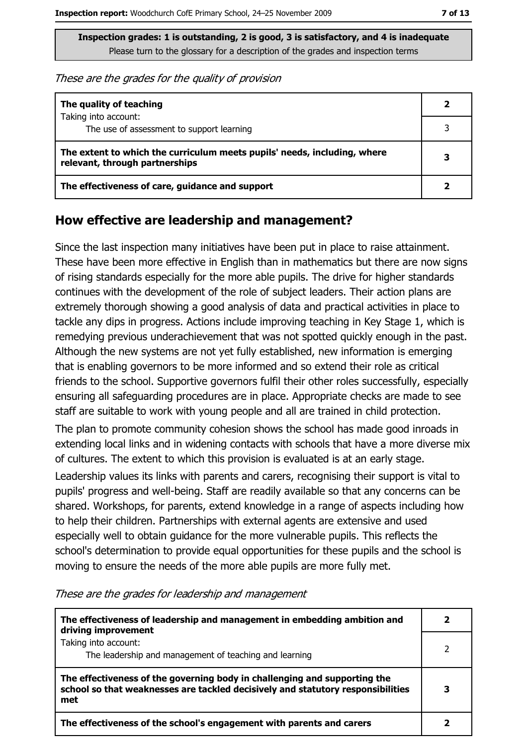Inspection grades: 1 is outstanding, 2 is good, 3 is satisfactory, and 4 is inadequate

Please turn to the glossary for a description of the grades and inspection terms

*These are the grades for the quality of provision*

| | |
|---|---|
| **The quality of teaching**<br>Taking into account:<br>The use of assessment to support learning | **2**<br>3 |
| **The extent to which the curriculum meets pupils' needs, including, where relevant, through partnerships** | **3** |
| **The effectiveness of care, guidance and support** | **2** |

## How effective are leadership and management?

Since the last inspection many initiatives have been put in place to raise attainment. These have been more effective in English than in mathematics but there are now signs of rising standards especially for the more able pupils. The drive for higher standards continues with the development of the role of subject leaders. Their action plans are extremely thorough showing a good analysis of data and practical activities in place to tackle any dips in progress. Actions include improving teaching in Key Stage 1, which is remedying previous underachievement that was not spotted quickly enough in the past. Although the new systems are not yet fully established, new information is emerging that is enabling governors to be more informed and so extend their role as critical friends to the school. Supportive governors fulfil their other roles successfully, especially ensuring all safeguarding procedures are in place. Appropriate checks are made to see staff are suitable to work with young people and all are trained in child protection.

The plan to promote community cohesion shows the school has made good inroads in extending local links and in widening contacts with schools that have a more diverse mix of cultures. The extent to which this provision is evaluated is at an early stage.

Leadership values its links with parents and carers, recognising their support is vital to pupils' progress and well-being. Staff are readily available so that any concerns can be shared. Workshops, for parents, extend knowledge in a range of aspects including how to help their children. Partnerships with external agents are extensive and used especially well to obtain guidance for the more vulnerable pupils. This reflects the school's determination to provide equal opportunities for these pupils and the school is moving to ensure the needs of the more able pupils are more fully met.

*These are the grades for leadership and management*

| | |
|---|---|
| **The effectiveness of leadership and management in embedding ambition and driving improvement**<br>Taking into account:<br>The leadership and management of teaching and learning | **2**<br>2 |
| **The effectiveness of the governing body in challenging and supporting the school so that weaknesses are tackled decisively and statutory responsibilities met** | **3** |
| **The effectiveness of the school's engagement with parents and carers** | **2** |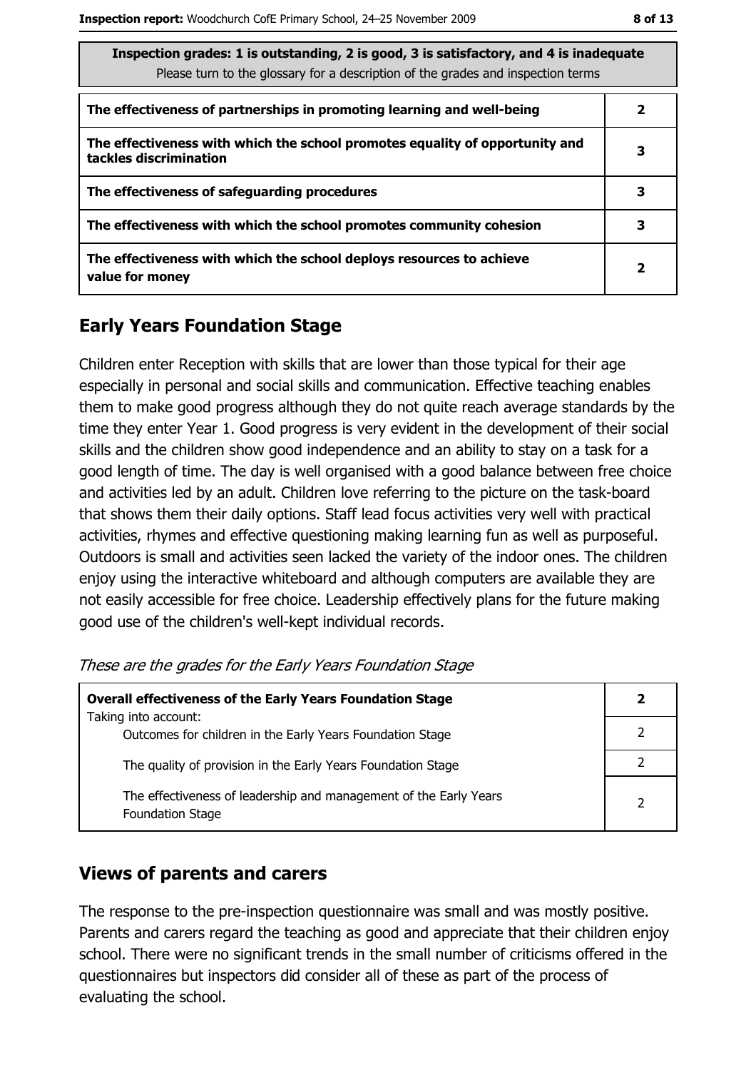| Inspection grades: 1 is outstanding, 2 is good, 3 is satisfactory, and 4 is inadequate<br>Please turn to the glossary for a description of the grades and inspection terms | |
|---|---|
| **The effectiveness of partnerships in promoting learning and well-being** | **2** |
| **The effectiveness with which the school promotes equality of opportunity and tackles discrimination** | **3** |
| **The effectiveness of safeguarding procedures** | **3** |
| **The effectiveness with which the school promotes community cohesion** | **3** |
| **The effectiveness with which the school deploys resources to achieve value for money** | **2** |

## Early Years Foundation Stage

Children enter Reception with skills that are lower than those typical for their age especially in personal and social skills and communication. Effective teaching enables them to make good progress although they do not quite reach average standards by the time they enter Year 1. Good progress is very evident in the development of their social skills and the children show good independence and an ability to stay on a task for a good length of time. The day is well organised with a good balance between free choice and activities led by an adult. Children love referring to the picture on the task-board that shows them their daily options. Staff lead focus activities very well with practical activities, rhymes and effective questioning making learning fun as well as purposeful. Outdoors is small and activities seen lacked the variety of the indoor ones. The children enjoy using the interactive whiteboard and although computers are available they are not easily accessible for free choice. Leadership effectively plans for the future making good use of the children's well-kept individual records.

*These are the grades for the Early Years Foundation Stage*

| | |
|---|---|
| **Overall effectiveness of the Early Years Foundation Stage**<br>Taking into account: | **2** |
| Outcomes for children in the Early Years Foundation Stage | 2 |
| The quality of provision in the Early Years Foundation Stage | 2 |
| The effectiveness of leadership and management of the Early Years Foundation Stage | 2 |

## Views of parents and carers

The response to the pre-inspection questionnaire was small and was mostly positive. Parents and carers regard the teaching as good and appreciate that their children enjoy school. There were no significant trends in the small number of criticisms offered in the questionnaires but inspectors did consider all of these as part of the process of evaluating the school.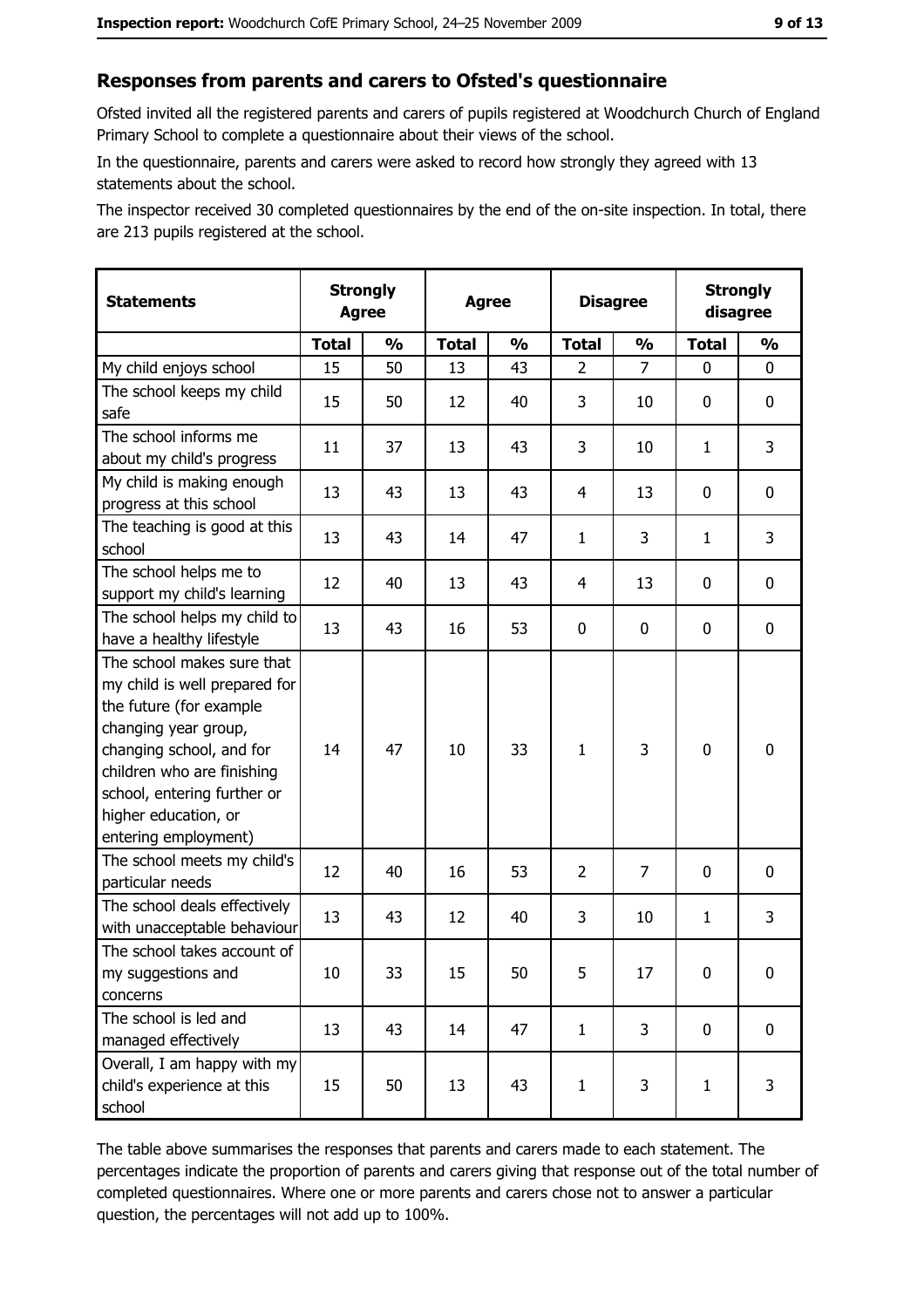## Responses from parents and carers to Ofsted's questionnaire

Ofsted invited all the registered parents and carers of pupils registered at Woodchurch Church of England Primary School to complete a questionnaire about their views of the school.

In the questionnaire, parents and carers were asked to record how strongly they agreed with 13 statements about the school.

The inspector received 30 completed questionnaires by the end of the on-site inspection. In total, there are 213 pupils registered at the school.

| Statements | Strongly Agree | | Agree | | Disagree | | Strongly disagree | |
|---|---|---|---|---|---|---|---|---|
| | Total | % | Total | % | Total | % | Total | % |
| My child enjoys school | 15 | 50 | 13 | 43 | 2 | 7 | 0 | 0 |
| The school keeps my child safe | 15 | 50 | 12 | 40 | 3 | 10 | 0 | 0 |
| The school informs me about my child's progress | 11 | 37 | 13 | 43 | 3 | 10 | 1 | 3 |
| My child is making enough progress at this school | 13 | 43 | 13 | 43 | 4 | 13 | 0 | 0 |
| The teaching is good at this school | 13 | 43 | 14 | 47 | 1 | 3 | 1 | 3 |
| The school helps me to support my child's learning | 12 | 40 | 13 | 43 | 4 | 13 | 0 | 0 |
| The school helps my child to have a healthy lifestyle | 13 | 43 | 16 | 53 | 0 | 0 | 0 | 0 |
| The school makes sure that my child is well prepared for the future (for example changing year group, changing school, and for children who are finishing school, entering further or higher education, or entering employment) | 14 | 47 | 10 | 33 | 1 | 3 | 0 | 0 |
| The school meets my child's particular needs | 12 | 40 | 16 | 53 | 2 | 7 | 0 | 0 |
| The school deals effectively with unacceptable behaviour | 13 | 43 | 12 | 40 | 3 | 10 | 1 | 3 |
| The school takes account of my suggestions and concerns | 10 | 33 | 15 | 50 | 5 | 17 | 0 | 0 |
| The school is led and managed effectively | 13 | 43 | 14 | 47 | 1 | 3 | 0 | 0 |
| Overall, I am happy with my child's experience at this school | 15 | 50 | 13 | 43 | 1 | 3 | 1 | 3 |

The table above summarises the responses that parents and carers made to each statement. The percentages indicate the proportion of parents and carers giving that response out of the total number of completed questionnaires. Where one or more parents and carers chose not to answer a particular question, the percentages will not add up to 100%.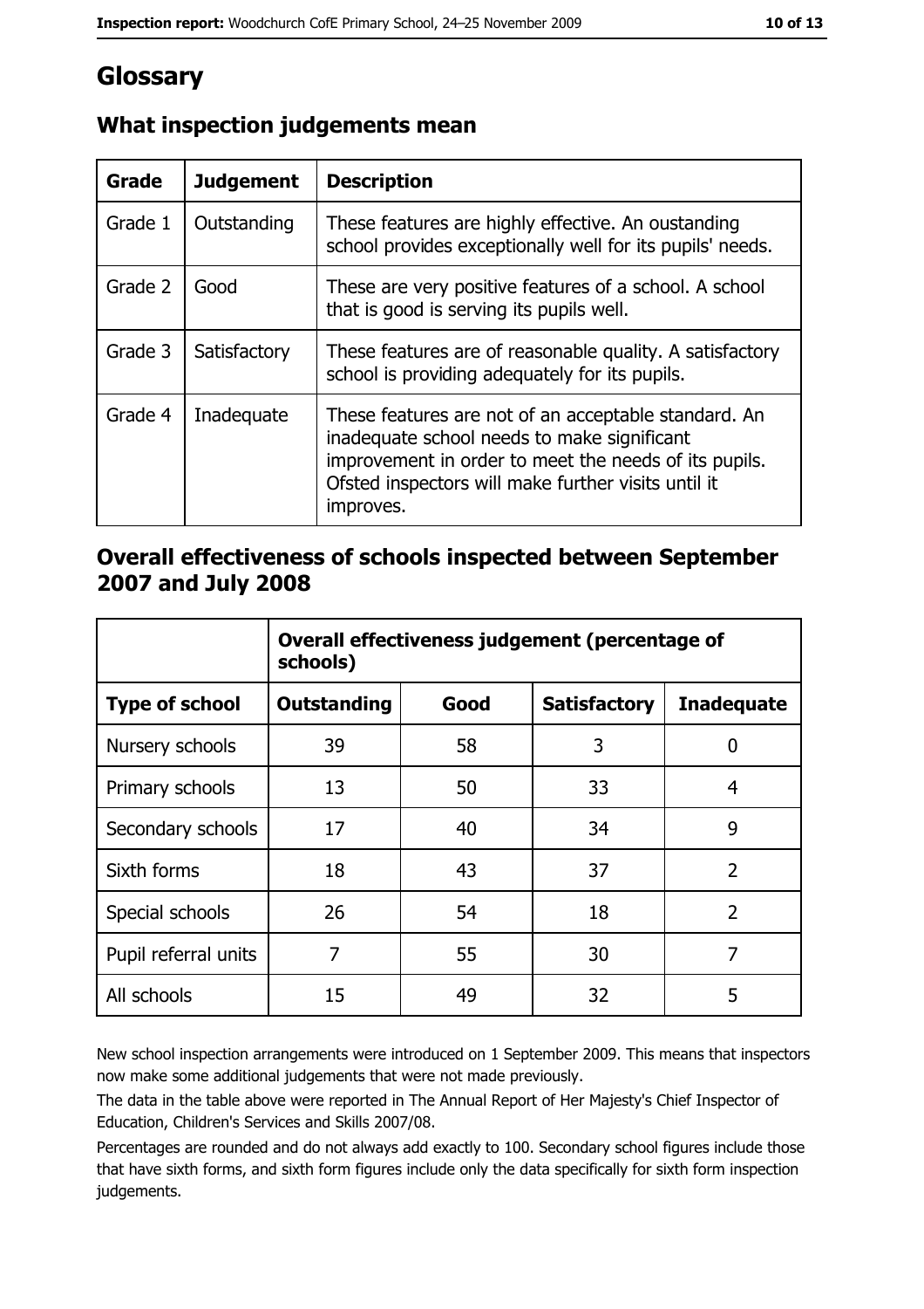# Glossary

## What inspection judgements mean

| Grade | Judgement | Description |
|---|---|---|
| Grade 1 | Outstanding | These features are highly effective. An oustanding school provides exceptionally well for its pupils' needs. |
| Grade 2 | Good | These are very positive features of a school. A school that is good is serving its pupils well. |
| Grade 3 | Satisfactory | These features are of reasonable quality. A satisfactory school is providing adequately for its pupils. |
| Grade 4 | Inadequate | These features are not of an acceptable standard. An inadequate school needs to make significant improvement in order to meet the needs of its pupils. Ofsted inspectors will make further visits until it improves. |

## Overall effectiveness of schools inspected between September 2007 and July 2008

| | Overall effectiveness judgement (percentage of schools) | | | |
|---|---|---|---|---|
| **Type of school** | **Outstanding** | **Good** | **Satisfactory** | **Inadequate** |
| Nursery schools | 39 | 58 | 3 | 0 |
| Primary schools | 13 | 50 | 33 | 4 |
| Secondary schools | 17 | 40 | 34 | 9 |
| Sixth forms | 18 | 43 | 37 | 2 |
| Special schools | 26 | 54 | 18 | 2 |
| Pupil referral units | 7 | 55 | 30 | 7 |
| All schools | 15 | 49 | 32 | 5 |

New school inspection arrangements were introduced on 1 September 2009. This means that inspectors now make some additional judgements that were not made previously.

The data in the table above were reported in The Annual Report of Her Majesty's Chief Inspector of Education, Children's Services and Skills 2007/08.

Percentages are rounded and do not always add exactly to 100. Secondary school figures include those that have sixth forms, and sixth form figures include only the data specifically for sixth form inspection judgements.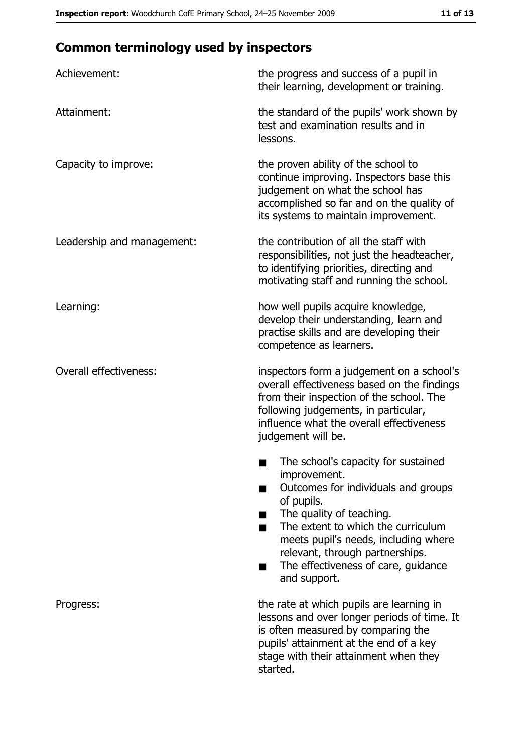## Common terminology used by inspectors

| | |
|---|---|
| Achievement: | the progress and success of a pupil in their learning, development or training. |
| Attainment: | the standard of the pupils' work shown by test and examination results and in lessons. |
| Capacity to improve: | the proven ability of the school to continue improving. Inspectors base this judgement on what the school has accomplished so far and on the quality of its systems to maintain improvement. |
| Leadership and management: | the contribution of all the staff with responsibilities, not just the headteacher, to identifying priorities, directing and motivating staff and running the school. |
| Learning: | how well pupils acquire knowledge, develop their understanding, learn and practise skills and are developing their competence as learners. |
| Overall effectiveness: | inspectors form a judgement on a school's overall effectiveness based on the findings from their inspection of the school. The following judgements, in particular, influence what the overall effectiveness judgement will be. <br>■ The school's capacity for sustained improvement. <br>■ Outcomes for individuals and groups of pupils. <br>■ The quality of teaching. <br>■ The extent to which the curriculum meets pupil's needs, including where relevant, through partnerships. <br>■ The effectiveness of care, guidance and support. |
| Progress: | the rate at which pupils are learning in lessons and over longer periods of time. It is often measured by comparing the pupils' attainment at the end of a key stage with their attainment when they started. |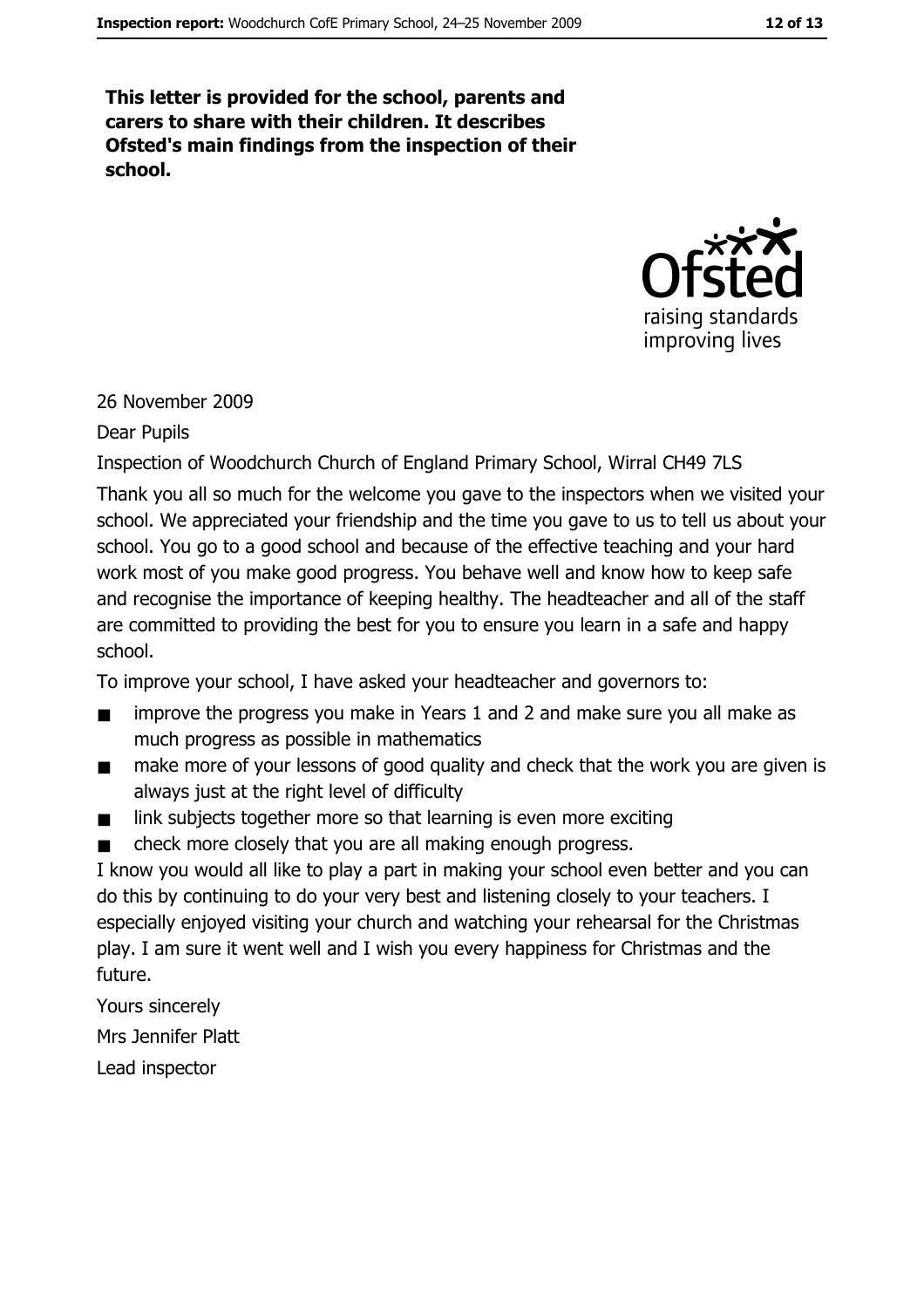**This letter is provided for the school, parents and carers to share with their children. It describes Ofsted's main findings from the inspection of their school.**

26 November 2009

Dear Pupils

Inspection of Woodchurch Church of England Primary School, Wirral CH49 7LS

Thank you all so much for the welcome you gave to the inspectors when we visited your school. We appreciated your friendship and the time you gave to us to tell us about your school. You go to a good school and because of the effective teaching and your hard work most of you make good progress. You behave well and know how to keep safe and recognise the importance of keeping healthy. The headteacher and all of the staff are committed to providing the best for you to ensure you learn in a safe and happy school.

To improve your school, I have asked your headteacher and governors to:

- improve the progress you make in Years 1 and 2 and make sure you all make as much progress as possible in mathematics
- make more of your lessons of good quality and check that the work you are given is always just at the right level of difficulty
- link subjects together more so that learning is even more exciting
- check more closely that you are all making enough progress.

I know you would all like to play a part in making your school even better and you can do this by continuing to do your very best and listening closely to your teachers. I especially enjoyed visiting your church and watching your rehearsal for the Christmas play. I am sure it went well and I wish you every happiness for Christmas and the future.

Yours sincerely

Mrs Jennifer Platt

Lead inspector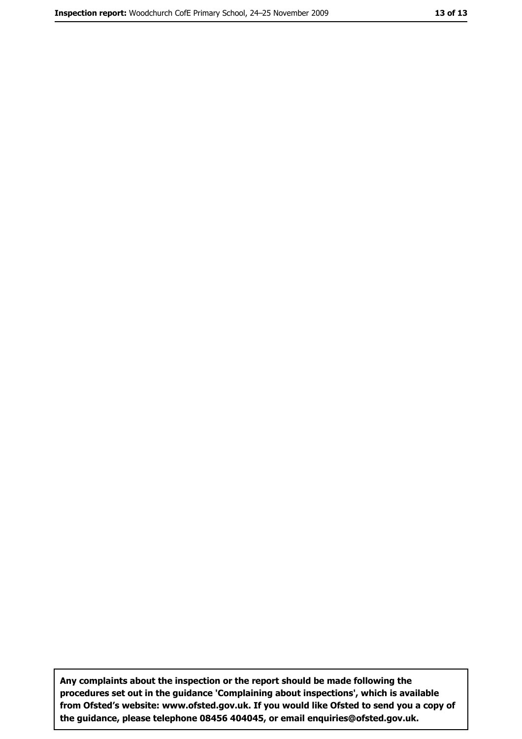**Any complaints about the inspection or the report should be made following the procedures set out in the guidance 'Complaining about inspections', which is available from Ofsted's website: www.ofsted.gov.uk. If you would like Ofsted to send you a copy of the guidance, please telephone 08456 404045, or email enquiries@ofsted.gov.uk.**